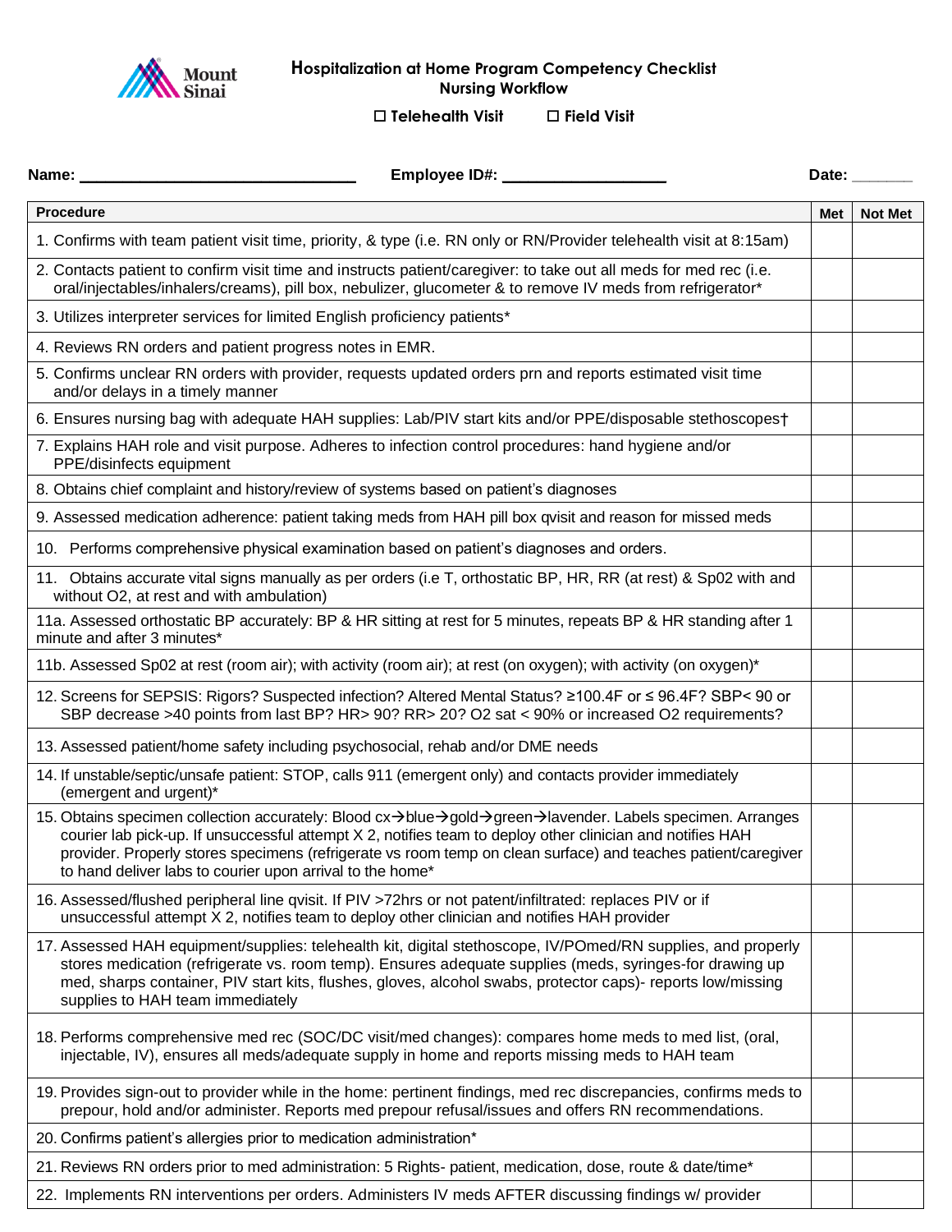Mount Sinai

# Hospitalization at Home Program Competency Checklist
## Nursing Workflow

☐ Telehealth Visit ☐ Field Visit

**Name:** ______________________________ **Employee ID#:** __________________ **Date:** _______

| Procedure | Met | Not Met |
|---|---|---|
| 1. Confirms with team patient visit time, priority, & type (i.e. RN only or RN/Provider telehealth visit at 8:15am) | | |
| 2. Contacts patient to confirm visit time and instructs patient/caregiver: to take out all meds for med rec (i.e. oral/injectables/inhalers/creams), pill box, nebulizer, glucometer & to remove IV meds from refrigerator* | | |
| 3. Utilizes interpreter services for limited English proficiency patients* | | |
| 4. Reviews RN orders and patient progress notes in EMR. | | |
| 5. Confirms unclear RN orders with provider, requests updated orders prn and reports estimated visit time and/or delays in a timely manner | | |
| 6. Ensures nursing bag with adequate HAH supplies: Lab/PIV start kits and/or PPE/disposable stethoscopes† | | |
| 7. Explains HAH role and visit purpose. Adheres to infection control procedures: hand hygiene and/or PPE/disinfects equipment | | |
| 8. Obtains chief complaint and history/review of systems based on patient's diagnoses | | |
| 9. Assessed medication adherence: patient taking meds from HAH pill box qvisit and reason for missed meds | | |
| 10. Performs comprehensive physical examination based on patient's diagnoses and orders. | | |
| 11. Obtains accurate vital signs manually as per orders (i.e T, orthostatic BP, HR, RR (at rest) & Sp02 with and without O2, at rest and with ambulation) | | |
| 11a. Assessed orthostatic BP accurately: BP & HR sitting at rest for 5 minutes, repeats BP & HR standing after 1 minute and after 3 minutes* | | |
| 11b. Assessed Sp02 at rest (room air); with activity (room air); at rest (on oxygen); with activity (on oxygen)* | | |
| 12. Screens for SEPSIS: Rigors? Suspected infection? Altered Mental Status? ≥100.4F or ≤ 96.4F? SBP< 90 or SBP decrease >40 points from last BP? HR> 90? RR> 20? O2 sat < 90% or increased O2 requirements? | | |
| 13. Assessed patient/home safety including psychosocial, rehab and/or DME needs | | |
| 14. If unstable/septic/unsafe patient: STOP, calls 911 (emergent only) and contacts provider immediately (emergent and urgent)* | | |
| 15. Obtains specimen collection accurately: Blood cx→blue→gold→green→lavender. Labels specimen. Arranges courier lab pick-up. If unsuccessful attempt X 2, notifies team to deploy other clinician and notifies HAH provider. Properly stores specimens (refrigerate vs room temp on clean surface) and teaches patient/caregiver to hand deliver labs to courier upon arrival to the home* | | |
| 16. Assessed/flushed peripheral line qvisit. If PIV >72hrs or not patent/infiltrated: replaces PIV or if unsuccessful attempt X 2, notifies team to deploy other clinician and notifies HAH provider | | |
| 17. Assessed HAH equipment/supplies: telehealth kit, digital stethoscope, IV/POmed/RN supplies, and properly stores medication (refrigerate vs. room temp). Ensures adequate supplies (meds, syringes-for drawing up med, sharps container, PIV start kits, flushes, gloves, alcohol swabs, protector caps)- reports low/missing supplies to HAH team immediately | | |
| 18. Performs comprehensive med rec (SOC/DC visit/med changes): compares home meds to med list, (oral, injectable, IV), ensures all meds/adequate supply in home and reports missing meds to HAH team | | |
| 19. Provides sign-out to provider while in the home: pertinent findings, med rec discrepancies, confirms meds to prepour, hold and/or administer. Reports med prepour refusal/issues and offers RN recommendations. | | |
| 20. Confirms patient's allergies prior to medication administration* | | |
| 21. Reviews RN orders prior to med administration: 5 Rights- patient, medication, dose, route & date/time* | | |
| 22. Implements RN interventions per orders. Administers IV meds AFTER discussing findings w/ provider | | |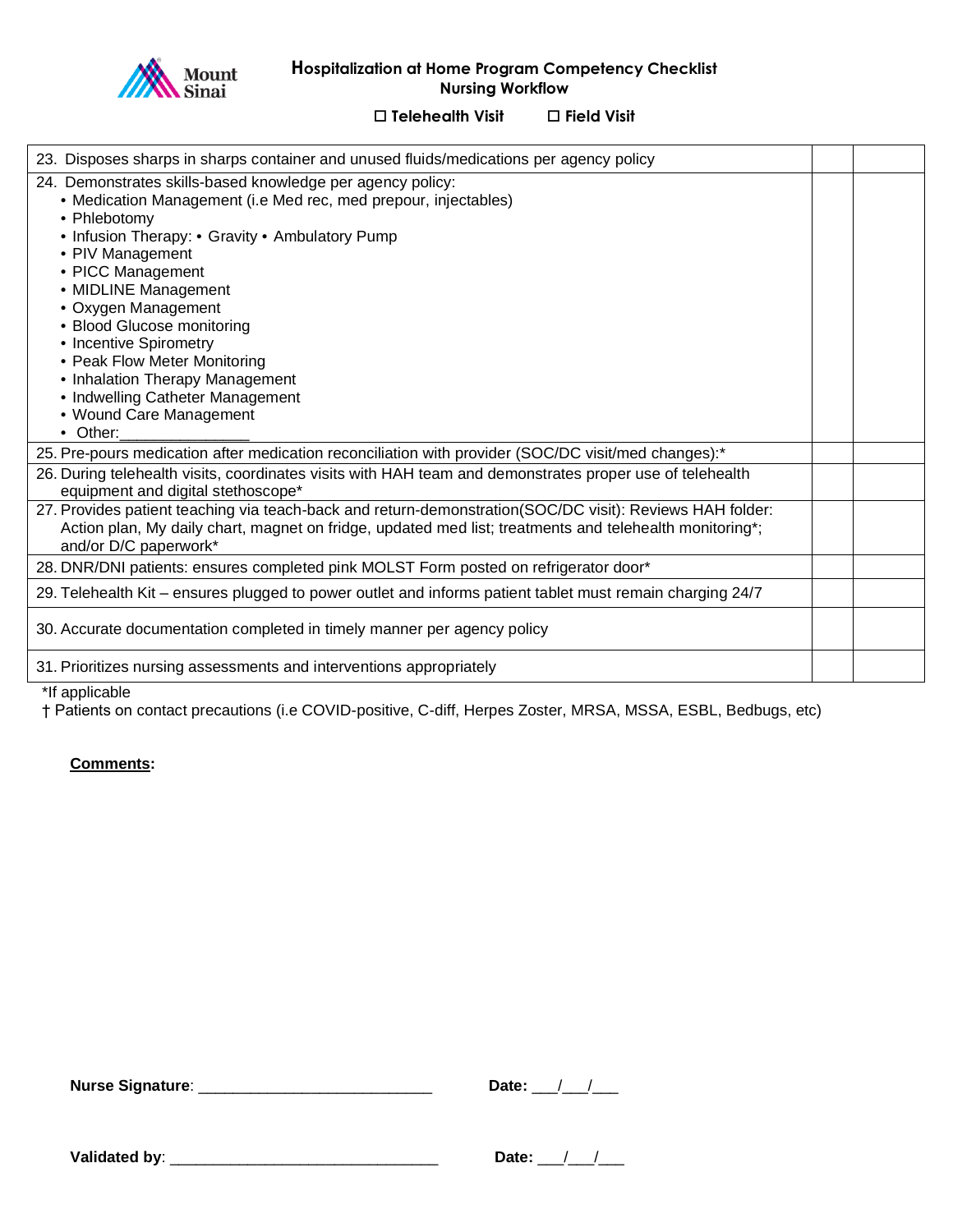**Hospitalization at Home Program Competency Checklist**
**Nursing Workflow**

☐ **Telehealth Visit** ☐ **Field Visit**

| | | |
|---|---|---|
| 23. Disposes sharps in sharps container and unused fluids/medications per agency policy | | |
| 24. Demonstrates skills-based knowledge per agency policy:<br>• Medication Management (i.e Med rec, med prepour, injectables)<br>• Phlebotomy<br>• Infusion Therapy: • Gravity • Ambulatory Pump<br>• PIV Management<br>• PICC Management<br>• MIDLINE Management<br>• Oxygen Management<br>• Blood Glucose monitoring<br>• Incentive Spirometry<br>• Peak Flow Meter Monitoring<br>• Inhalation Therapy Management<br>• Indwelling Catheter Management<br>• Wound Care Management<br>• Other:_______________ | | |
| 25. Pre-pours medication after medication reconciliation with provider (SOC/DC visit/med changes):* | | |
| 26. During telehealth visits, coordinates visits with HAH team and demonstrates proper use of telehealth equipment and digital stethoscope* | | |
| 27. Provides patient teaching via teach-back and return-demonstration(SOC/DC visit): Reviews HAH folder: Action plan, My daily chart, magnet on fridge, updated med list; treatments and telehealth monitoring*; and/or D/C paperwork* | | |
| 28. DNR/DNI patients: ensures completed pink MOLST Form posted on refrigerator door* | | |
| 29. Telehealth Kit – ensures plugged to power outlet and informs patient tablet must remain charging 24/7 | | |
| 30. Accurate documentation completed in timely manner per agency policy | | |
| 31. Prioritizes nursing assessments and interventions appropriately | | |

*If applicable
† Patients on contact precautions (i.e COVID-positive, C-diff, Herpes Zoster, MRSA, MSSA, ESBL, Bedbugs, etc)

**Comments:**

**Nurse Signature**: ___________________________ **Date:** ___/___/___

**Validated by**: _______________________________ **Date:** ___/___/___